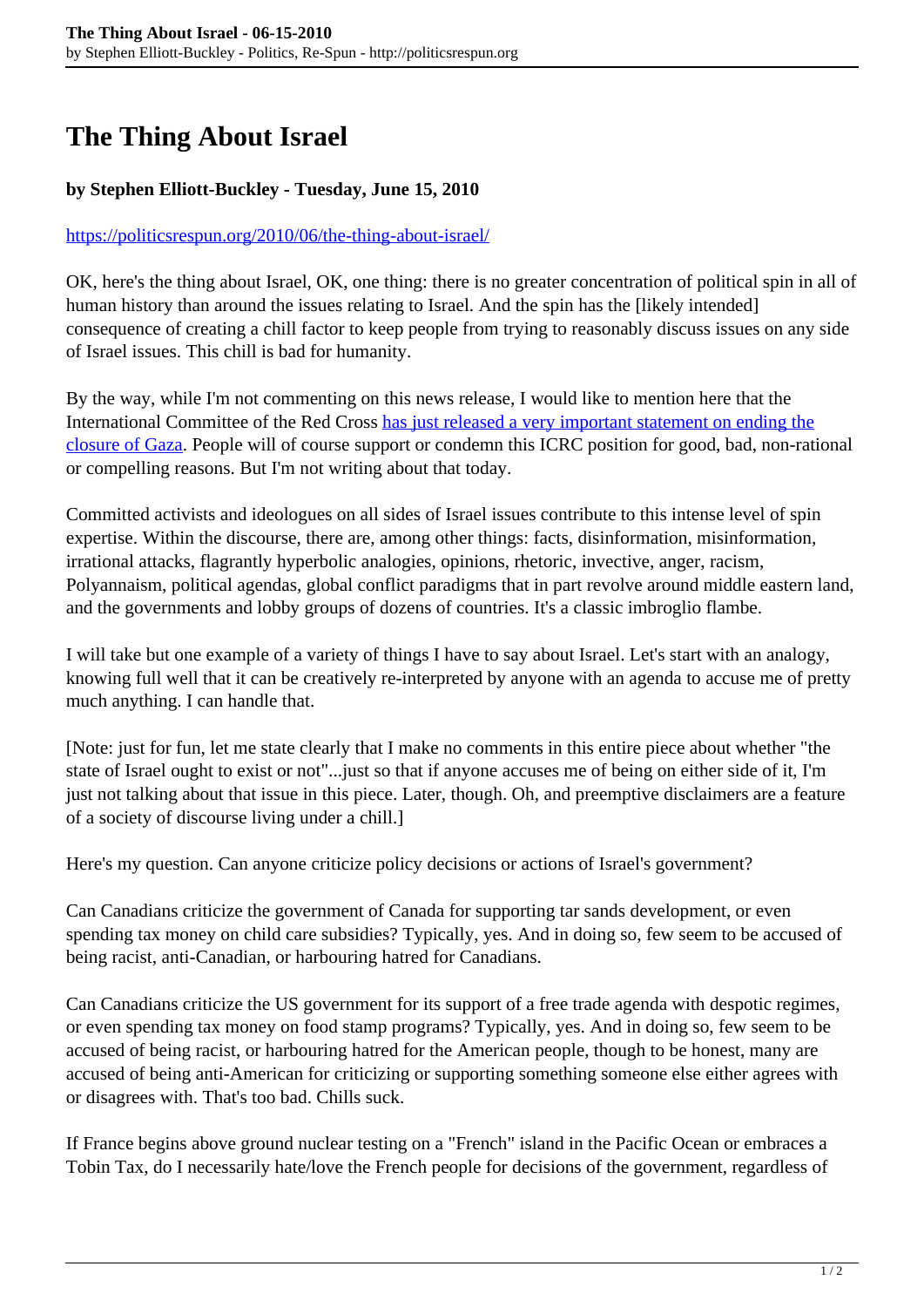# The Thing About Israel

**by Stephen Elliott-Buckley - Tuesday, June 15, 2010**

https://politicsrespun.org/2010/06/the-thing-about-israel/

OK, here's the thing about Israel, OK, one thing: there is no greater concentration of political spin in all of human history than around the issues relating to Israel. And the spin has the [likely intended] consequence of creating a chill factor to keep people from trying to reasonably discuss issues on any side of Israel issues. This chill is bad for humanity.

By the way, while I'm not commenting on this news release, I would like to mention here that the International Committee of the Red Cross has just released a very important statement on ending the closure of Gaza. People will of course support or condemn this ICRC position for good, bad, non-rational or compelling reasons. But I'm not writing about that today.

Committed activists and ideologues on all sides of Israel issues contribute to this intense level of spin expertise. Within the discourse, there are, among other things: facts, disinformation, misinformation, irrational attacks, flagrantly hyperbolic analogies, opinions, rhetoric, invective, anger, racism, Polyannaism, political agendas, global conflict paradigms that in part revolve around middle eastern land, and the governments and lobby groups of dozens of countries. It's a classic imbroglio flambe.

I will take but one example of a variety of things I have to say about Israel. Let's start with an analogy, knowing full well that it can be creatively re-interpreted by anyone with an agenda to accuse me of pretty much anything. I can handle that.

[Note: just for fun, let me state clearly that I make no comments in this entire piece about whether "the state of Israel ought to exist or not"...just so that if anyone accuses me of being on either side of it, I'm just not talking about that issue in this piece. Later, though. Oh, and preemptive disclaimers are a feature of a society of discourse living under a chill.]

Here's my question. Can anyone criticize policy decisions or actions of Israel's government?

Can Canadians criticize the government of Canada for supporting tar sands development, or even spending tax money on child care subsidies? Typically, yes. And in doing so, few seem to be accused of being racist, anti-Canadian, or harbouring hatred for Canadians.

Can Canadians criticize the US government for its support of a free trade agenda with despotic regimes, or even spending tax money on food stamp programs? Typically, yes. And in doing so, few seem to be accused of being racist, or harbouring hatred for the American people, though to be honest, many are accused of being anti-American for criticizing or supporting something someone else either agrees with or disagrees with. That's too bad. Chills suck.

If France begins above ground nuclear testing on a "French" island in the Pacific Ocean or embraces a Tobin Tax, do I necessarily hate/love the French people for decisions of the government, regardless of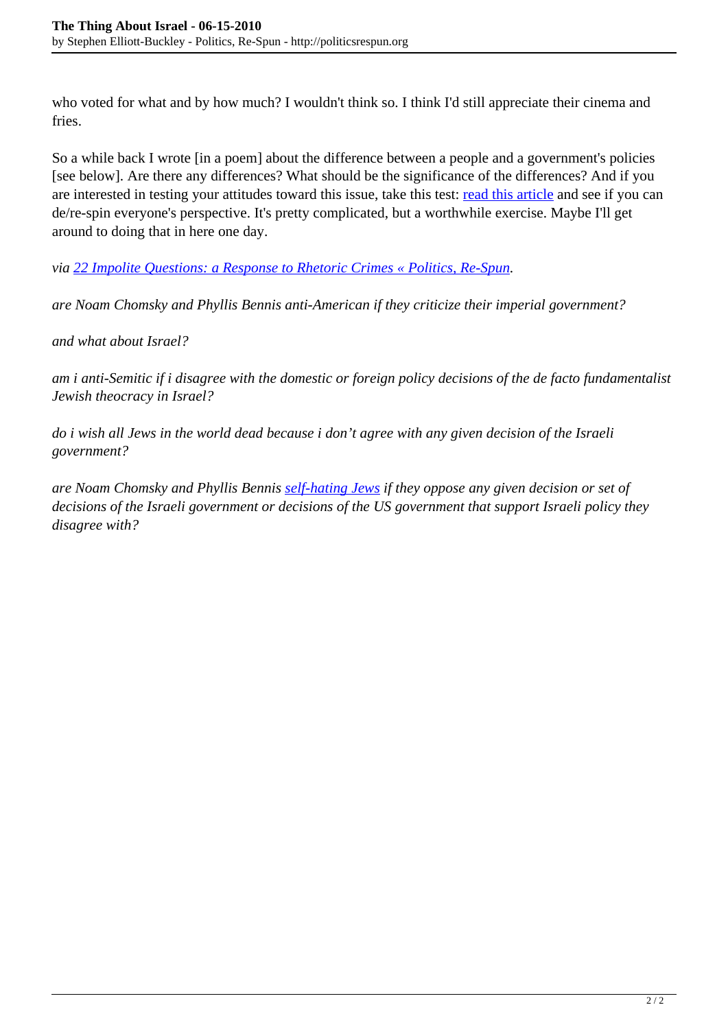who voted for what and by how much? I wouldn't think so. I think I'd still appreciate their cinema and fries.

So a while back I wrote [in a poem] about the difference between a people and a government's policies [see below]. Are there any differences? What should be the significance of the differences? And if you are interested in testing your attitudes toward this issue, take this test: read this article and see if you can de/re-spin everyone's perspective. It's pretty complicated, but a worthwhile exercise. Maybe I'll get around to doing that in here one day.

*via 22 Impolite Questions: a Response to Rhetoric Crimes « Politics, Re-Spun.*

*are Noam Chomsky and Phyllis Bennis anti-American if they criticize their imperial government?*

*and what about Israel?*

*am i anti-Semitic if i disagree with the domestic or foreign policy decisions of the de facto fundamentalist Jewish theocracy in Israel?*

*do i wish all Jews in the world dead because i don't agree with any given decision of the Israeli government?*

*are Noam Chomsky and Phyllis Bennis self-hating Jews if they oppose any given decision or set of decisions of the Israeli government or decisions of the US government that support Israeli policy they disagree with?*